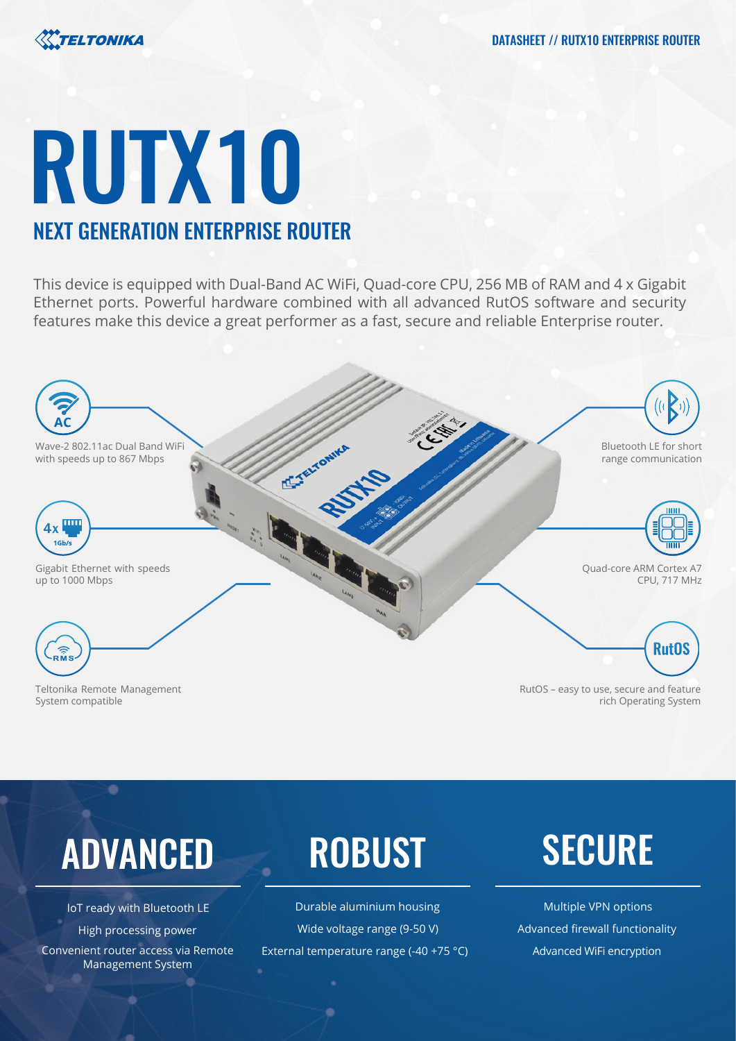# RUTX10

## NEXT GENERATION ENTERPRISE ROUTER

This device is equipped with Dual-Band AC WiFi, Quad-core CPU, 256 MB of RAM and 4 x Gigabit Ethernet ports. Powerful hardware combined with all advanced RutOS software and security features make this device a great performer as a fast, secure and reliable Enterprise router.

Wave-2 802.11ac Dual Band WiFi with speeds up to 867 Mbps

Gigabit Ethernet with speeds up to 1000 Mbps

Teltonika Remote Management System compatible

Bluetooth LE for short range communication

Quad-core ARM Cortex A7 CPU, 717 MHz

RutOS – easy to use, secure and feature rich Operating System

## ADVANCED

IoT ready with Bluetooth LE

High processing power

Convenient router access via Remote Management System

## ROBUST

Durable aluminium housing

Wide voltage range (9-50 V)

External temperature range (-40 +75 °C)

## SECURE

Multiple VPN options

Advanced firewall functionality

Advanced WiFi encryption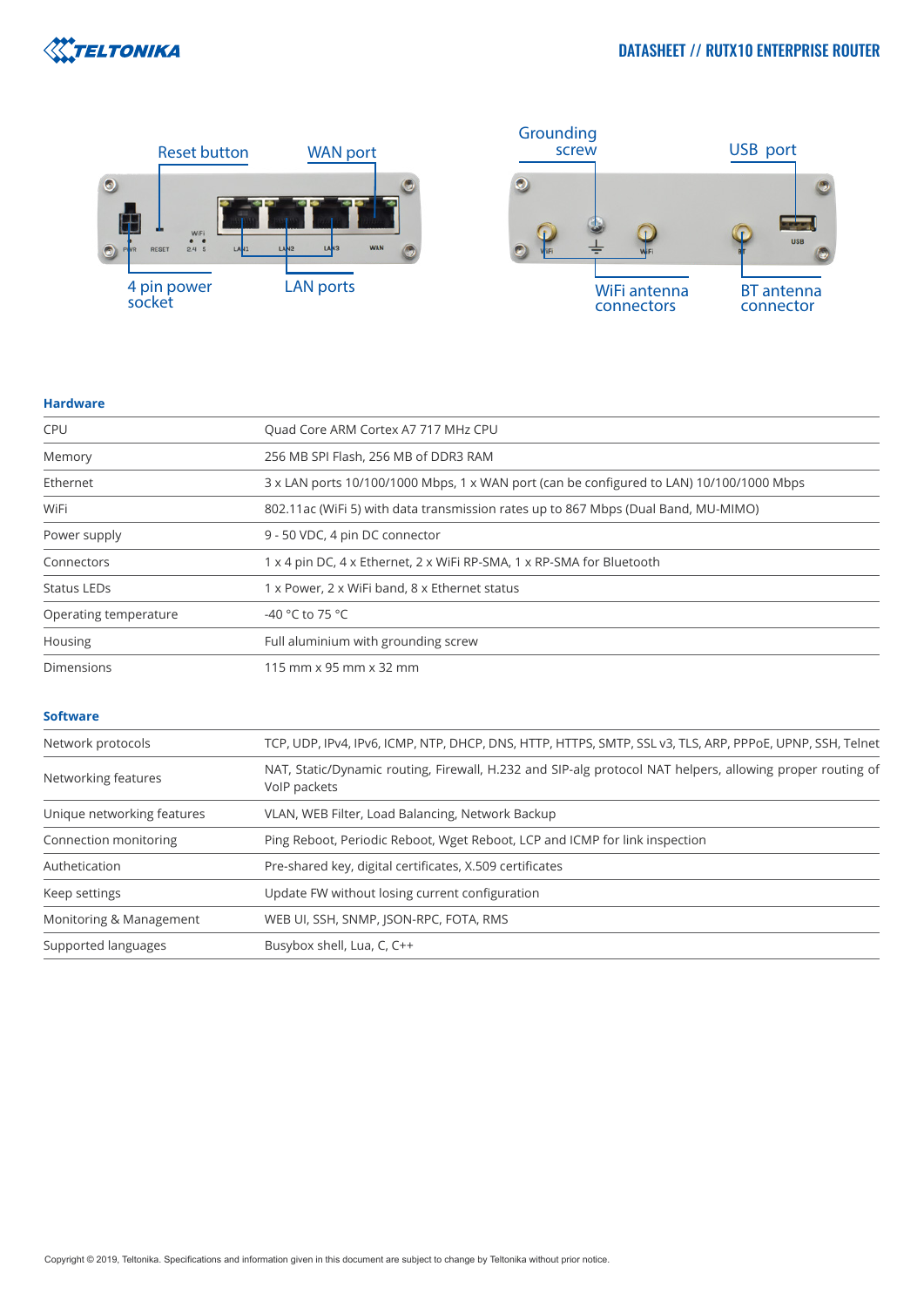Reset button

WAN port

4 pin power socket

LAN ports

Grounding screw

USB port

WiFi antenna connectors

BT antenna connector

**Hardware**

| | |
|---|---|
| CPU | Quad Core ARM Cortex A7 717 MHz CPU |
| Memory | 256 MB SPI Flash, 256 MB of DDR3 RAM |
| Ethernet | 3 x LAN ports 10/100/1000 Mbps, 1 x WAN port (can be configured to LAN) 10/100/1000 Mbps |
| WiFi | 802.11ac (WiFi 5) with data transmission rates up to 867 Mbps (Dual Band, MU-MIMO) |
| Power supply | 9 - 50 VDC, 4 pin DC connector |
| Connectors | 1 x 4 pin DC, 4 x Ethernet, 2 x WiFi RP-SMA, 1 x RP-SMA for Bluetooth |
| Status LEDs | 1 x Power, 2 x WiFi band, 8 x Ethernet status |
| Operating temperature | -40 °C to 75 °C |
| Housing | Full aluminium with grounding screw |
| Dimensions | 115 mm x 95 mm x 32 mm |

**Software**

| | |
|---|---|
| Network protocols | TCP, UDP, IPv4, IPv6, ICMP, NTP, DHCP, DNS, HTTP, HTTPS, SMTP, SSL v3, TLS, ARP, PPPoE, UPNP, SSH, Telnet |
| Networking features | NAT, Static/Dynamic routing, Firewall, H.232 and SIP-alg protocol NAT helpers, allowing proper routing of VoIP packets |
| Unique networking features | VLAN, WEB Filter, Load Balancing, Network Backup |
| Connection monitoring | Ping Reboot, Periodic Reboot, Wget Reboot, LCP and ICMP for link inspection |
| Authetication | Pre-shared key, digital certificates, X.509 certificates |
| Keep settings | Update FW without losing current configuration |
| Monitoring & Management | WEB UI, SSH, SNMP, JSON-RPC, FOTA, RMS |
| Supported languages | Busybox shell, Lua, C, C++ |

Copyright © 2019, Teltonika. Specifications and information given in this document are subject to change by Teltonika without prior notice.